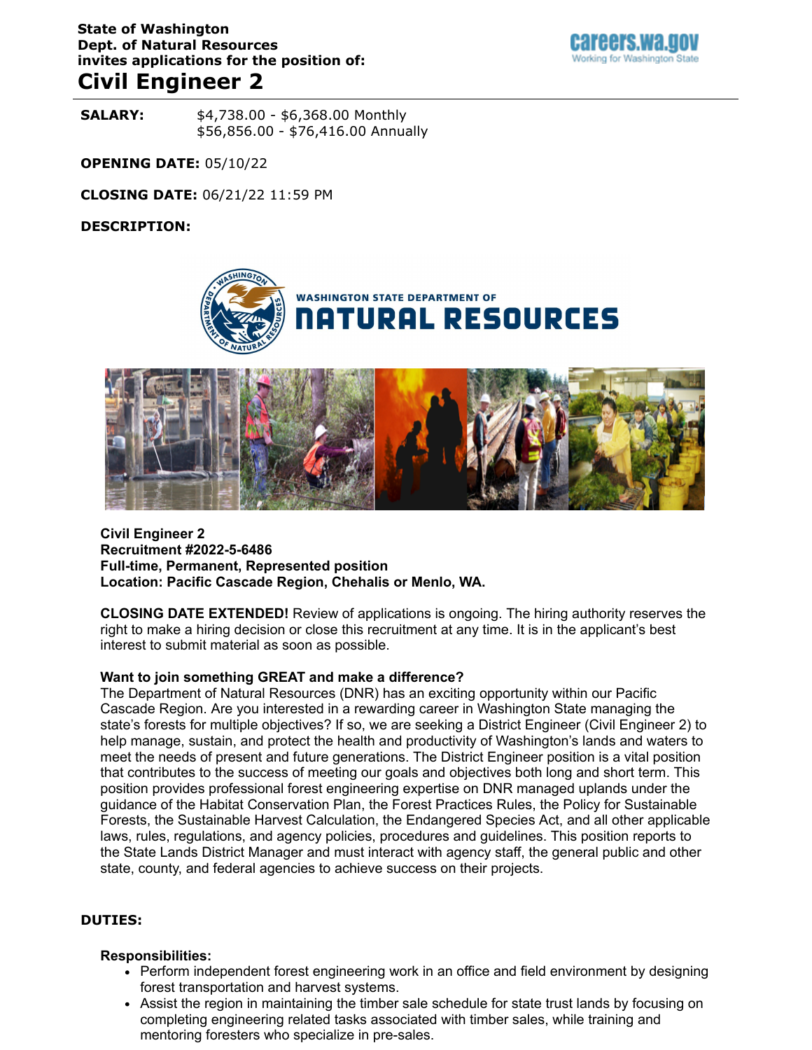**State of Washington**
**Dept. of Natural Resources**
**invites applications for the position of:**

# Civil Engineer 2

**SALARY:** $4,738.00 - $6,368.00 Monthly
$56,856.00 - $76,416.00 Annually

**OPENING DATE:** 05/10/22

**CLOSING DATE:** 06/21/22 11:59 PM

**DESCRIPTION:**

**Civil Engineer 2**
**Recruitment #2022-5-6486**
**Full-time, Permanent, Represented position**
**Location: Pacific Cascade Region, Chehalis or Menlo, WA.**

**CLOSING DATE EXTENDED!** Review of applications is ongoing. The hiring authority reserves the right to make a hiring decision or close this recruitment at any time. It is in the applicant's best interest to submit material as soon as possible.

**Want to join something GREAT and make a difference?**
The Department of Natural Resources (DNR) has an exciting opportunity within our Pacific Cascade Region. Are you interested in a rewarding career in Washington State managing the state's forests for multiple objectives? If so, we are seeking a District Engineer (Civil Engineer 2) to help manage, sustain, and protect the health and productivity of Washington's lands and waters to meet the needs of present and future generations. The District Engineer position is a vital position that contributes to the success of meeting our goals and objectives both long and short term. This position provides professional forest engineering expertise on DNR managed uplands under the guidance of the Habitat Conservation Plan, the Forest Practices Rules, the Policy for Sustainable Forests, the Sustainable Harvest Calculation, the Endangered Species Act, and all other applicable laws, rules, regulations, and agency policies, procedures and guidelines. This position reports to the State Lands District Manager and must interact with agency staff, the general public and other state, county, and federal agencies to achieve success on their projects.

**DUTIES:**

**Responsibilities:**

- Perform independent forest engineering work in an office and field environment by designing forest transportation and harvest systems.
- Assist the region in maintaining the timber sale schedule for state trust lands by focusing on completing engineering related tasks associated with timber sales, while training and mentoring foresters who specialize in pre-sales.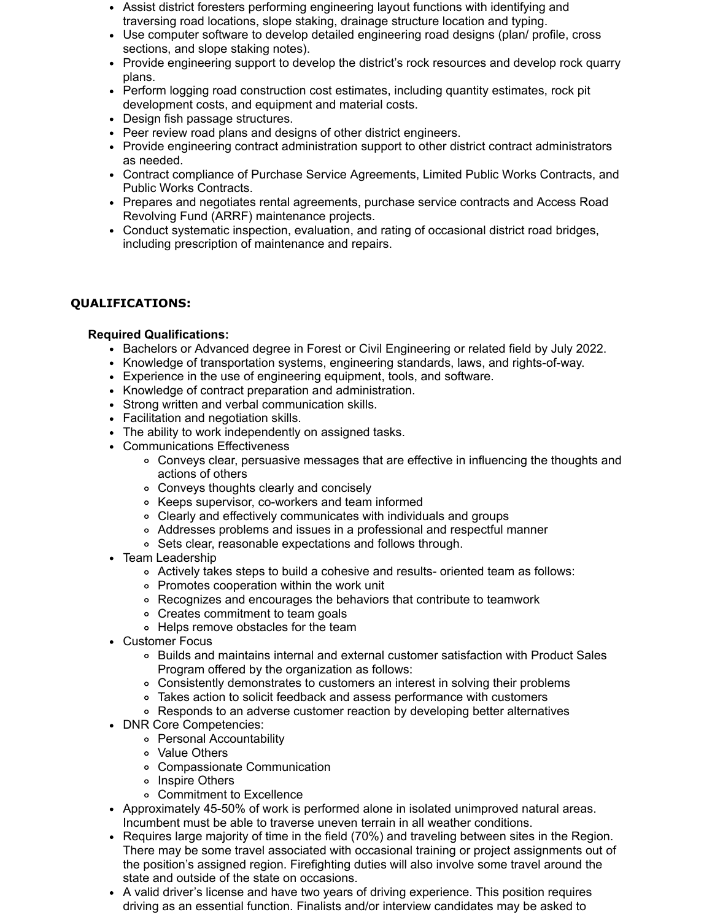- Assist district foresters performing engineering layout functions with identifying and traversing road locations, slope staking, drainage structure location and typing.
- Use computer software to develop detailed engineering road designs (plan/ profile, cross sections, and slope staking notes).
- Provide engineering support to develop the district's rock resources and develop rock quarry plans.
- Perform logging road construction cost estimates, including quantity estimates, rock pit development costs, and equipment and material costs.
- Design fish passage structures.
- Peer review road plans and designs of other district engineers.
- Provide engineering contract administration support to other district contract administrators as needed.
- Contract compliance of Purchase Service Agreements, Limited Public Works Contracts, and Public Works Contracts.
- Prepares and negotiates rental agreements, purchase service contracts and Access Road Revolving Fund (ARRF) maintenance projects.
- Conduct systematic inspection, evaluation, and rating of occasional district road bridges, including prescription of maintenance and repairs.

## QUALIFICATIONS:

### Required Qualifications:

- Bachelors or Advanced degree in Forest or Civil Engineering or related field by July 2022.
- Knowledge of transportation systems, engineering standards, laws, and rights-of-way.
- Experience in the use of engineering equipment, tools, and software.
- Knowledge of contract preparation and administration.
- Strong written and verbal communication skills.
- Facilitation and negotiation skills.
- The ability to work independently on assigned tasks.
- Communications Effectiveness
  - Conveys clear, persuasive messages that are effective in influencing the thoughts and actions of others
  - Conveys thoughts clearly and concisely
  - Keeps supervisor, co-workers and team informed
  - Clearly and effectively communicates with individuals and groups
  - Addresses problems and issues in a professional and respectful manner
  - Sets clear, reasonable expectations and follows through.
- Team Leadership
  - Actively takes steps to build a cohesive and results- oriented team as follows:
  - Promotes cooperation within the work unit
  - Recognizes and encourages the behaviors that contribute to teamwork
  - Creates commitment to team goals
  - Helps remove obstacles for the team
- Customer Focus
  - Builds and maintains internal and external customer satisfaction with Product Sales Program offered by the organization as follows:
  - Consistently demonstrates to customers an interest in solving their problems
  - Takes action to solicit feedback and assess performance with customers
  - Responds to an adverse customer reaction by developing better alternatives
- DNR Core Competencies:
  - Personal Accountability
  - Value Others
  - Compassionate Communication
  - Inspire Others
  - Commitment to Excellence
- Approximately 45-50% of work is performed alone in isolated unimproved natural areas. Incumbent must be able to traverse uneven terrain in all weather conditions.
- Requires large majority of time in the field (70%) and traveling between sites in the Region. There may be some travel associated with occasional training or project assignments out of the position's assigned region. Firefighting duties will also involve some travel around the state and outside of the state on occasions.
- A valid driver's license and have two years of driving experience. This position requires driving as an essential function. Finalists and/or interview candidates may be asked to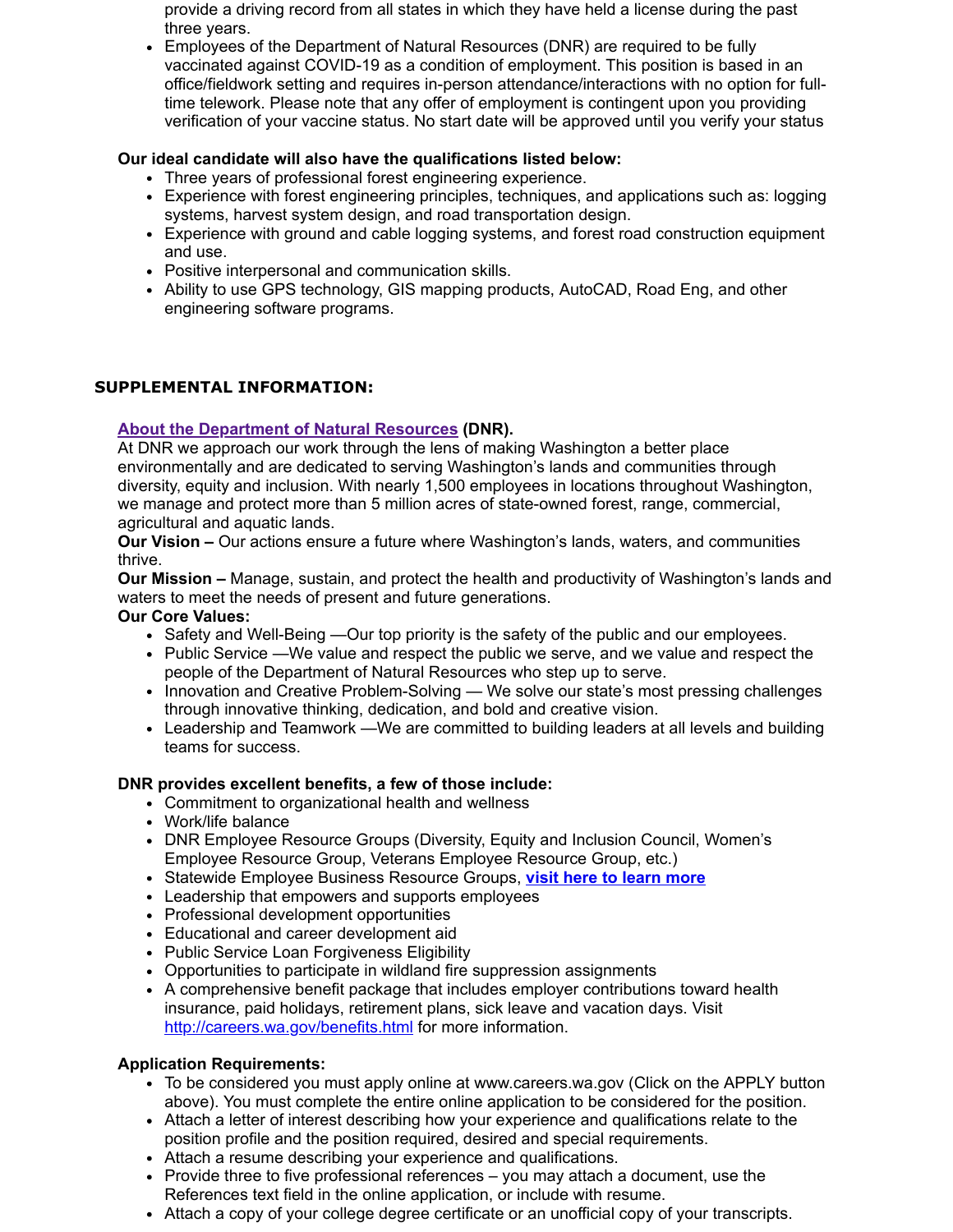provide a driving record from all states in which they have held a license during the past three years.
- Employees of the Department of Natural Resources (DNR) are required to be fully vaccinated against COVID-19 as a condition of employment. This position is based in an office/fieldwork setting and requires in-person attendance/interactions with no option for full-time telework. Please note that any offer of employment is contingent upon you providing verification of your vaccine status. No start date will be approved until you verify your status

**Our ideal candidate will also have the qualifications listed below:**

- Three years of professional forest engineering experience.
- Experience with forest engineering principles, techniques, and applications such as: logging systems, harvest system design, and road transportation design.
- Experience with ground and cable logging systems, and forest road construction equipment and use.
- Positive interpersonal and communication skills.
- Ability to use GPS technology, GIS mapping products, AutoCAD, Road Eng, and other engineering software programs.

## SUPPLEMENTAL INFORMATION:

**About the Department of Natural Resources (DNR).**
At DNR we approach our work through the lens of making Washington a better place environmentally and are dedicated to serving Washington's lands and communities through diversity, equity and inclusion. With nearly 1,500 employees in locations throughout Washington, we manage and protect more than 5 million acres of state-owned forest, range, commercial, agricultural and aquatic lands.
**Our Vision –** Our actions ensure a future where Washington's lands, waters, and communities thrive.
**Our Mission –** Manage, sustain, and protect the health and productivity of Washington's lands and waters to meet the needs of present and future generations.
**Our Core Values:**

- Safety and Well-Being —Our top priority is the safety of the public and our employees.
- Public Service —We value and respect the public we serve, and we value and respect the people of the Department of Natural Resources who step up to serve.
- Innovation and Creative Problem-Solving — We solve our state's most pressing challenges through innovative thinking, dedication, and bold and creative vision.
- Leadership and Teamwork —We are committed to building leaders at all levels and building teams for success.

**DNR provides excellent benefits, a few of those include:**

- Commitment to organizational health and wellness
- Work/life balance
- DNR Employee Resource Groups (Diversity, Equity and Inclusion Council, Women's Employee Resource Group, Veterans Employee Resource Group, etc.)
- Statewide Employee Business Resource Groups, **visit here to learn more**
- Leadership that empowers and supports employees
- Professional development opportunities
- Educational and career development aid
- Public Service Loan Forgiveness Eligibility
- Opportunities to participate in wildland fire suppression assignments
- A comprehensive benefit package that includes employer contributions toward health insurance, paid holidays, retirement plans, sick leave and vacation days. Visit http://careers.wa.gov/benefits.html for more information.

**Application Requirements:**

- To be considered you must apply online at www.careers.wa.gov (Click on the APPLY button above). You must complete the entire online application to be considered for the position.
- Attach a letter of interest describing how your experience and qualifications relate to the position profile and the position required, desired and special requirements.
- Attach a resume describing your experience and qualifications.
- Provide three to five professional references – you may attach a document, use the References text field in the online application, or include with resume.
- Attach a copy of your college degree certificate or an unofficial copy of your transcripts.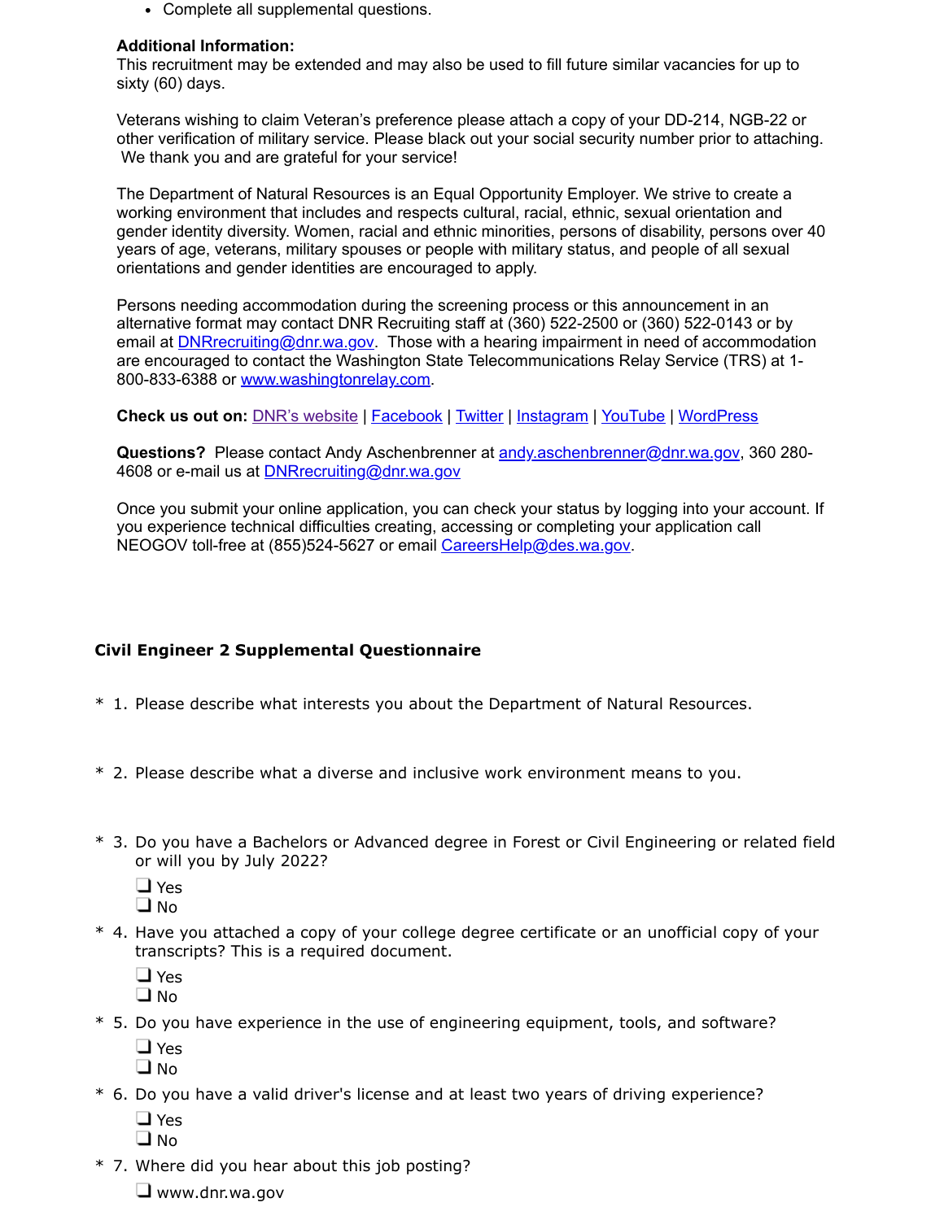- Complete all supplemental questions.

**Additional Information:**
This recruitment may be extended and may also be used to fill future similar vacancies for up to sixty (60) days.

Veterans wishing to claim Veteran's preference please attach a copy of your DD-214, NGB-22 or other verification of military service. Please black out your social security number prior to attaching. We thank you and are grateful for your service!

The Department of Natural Resources is an Equal Opportunity Employer. We strive to create a working environment that includes and respects cultural, racial, ethnic, sexual orientation and gender identity diversity. Women, racial and ethnic minorities, persons of disability, persons over 40 years of age, veterans, military spouses or people with military status, and people of all sexual orientations and gender identities are encouraged to apply.

Persons needing accommodation during the screening process or this announcement in an alternative format may contact DNR Recruiting staff at (360) 522-2500 or (360) 522-0143 or by email at DNRrecruiting@dnr.wa.gov. Those with a hearing impairment in need of accommodation are encouraged to contact the Washington State Telecommunications Relay Service (TRS) at 1-800-833-6388 or www.washingtonrelay.com.

**Check us out on:** DNR's website | Facebook | Twitter | Instagram | YouTube | WordPress

**Questions?** Please contact Andy Aschenbrenner at andy.aschenbrenner@dnr.wa.gov, 360 280-4608 or e-mail us at DNRrecruiting@dnr.wa.gov

Once you submit your online application, you can check your status by logging into your account. If you experience technical difficulties creating, accessing or completing your application call NEOGOV toll-free at (855)524-5627 or email CareersHelp@des.wa.gov.

## Civil Engineer 2 Supplemental Questionnaire

\* 1. Please describe what interests you about the Department of Natural Resources.

\* 2. Please describe what a diverse and inclusive work environment means to you.

\* 3. Do you have a Bachelors or Advanced degree in Forest or Civil Engineering or related field or will you by July 2022?

- ❑ Yes
- ❑ No

\* 4. Have you attached a copy of your college degree certificate or an unofficial copy of your transcripts? This is a required document.

- ❑ Yes
- ❑ No

\* 5. Do you have experience in the use of engineering equipment, tools, and software?

- ❑ Yes
- ❑ No

\* 6. Do you have a valid driver's license and at least two years of driving experience?

- ❑ Yes
- ❑ No

\* 7. Where did you hear about this job posting?

- ❑ www.dnr.wa.gov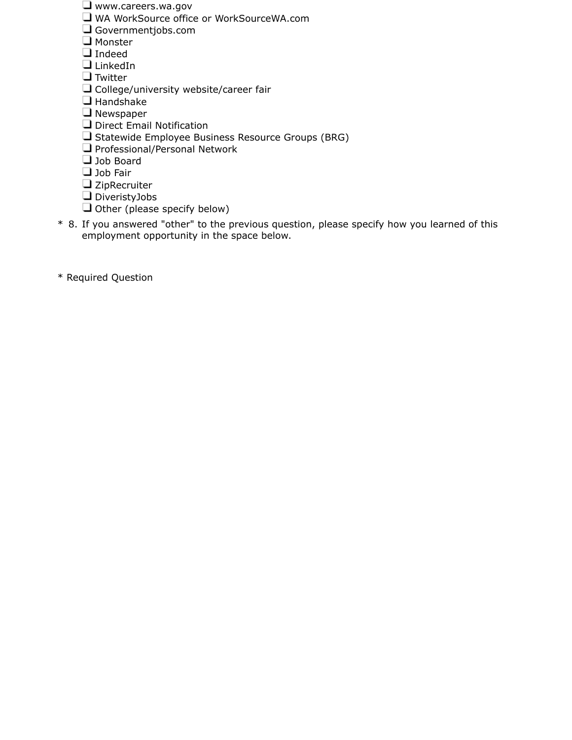- ❑ www.careers.wa.gov
- ❑ WA WorkSource office or WorkSourceWA.com
- ❑ Governmentjobs.com
- ❑ Monster
- ❑ Indeed
- ❑ LinkedIn
- ❑ Twitter
- ❑ College/university website/career fair
- ❑ Handshake
- ❑ Newspaper
- ❑ Direct Email Notification
- ❑ Statewide Employee Business Resource Groups (BRG)
- ❑ Professional/Personal Network
- ❑ Job Board
- ❑ Job Fair
- ❑ ZipRecruiter
- ❑ DiveristyJobs
- ❑ Other (please specify below)

\* 8. If you answered "other" to the previous question, please specify how you learned of this employment opportunity in the space below.

\* Required Question